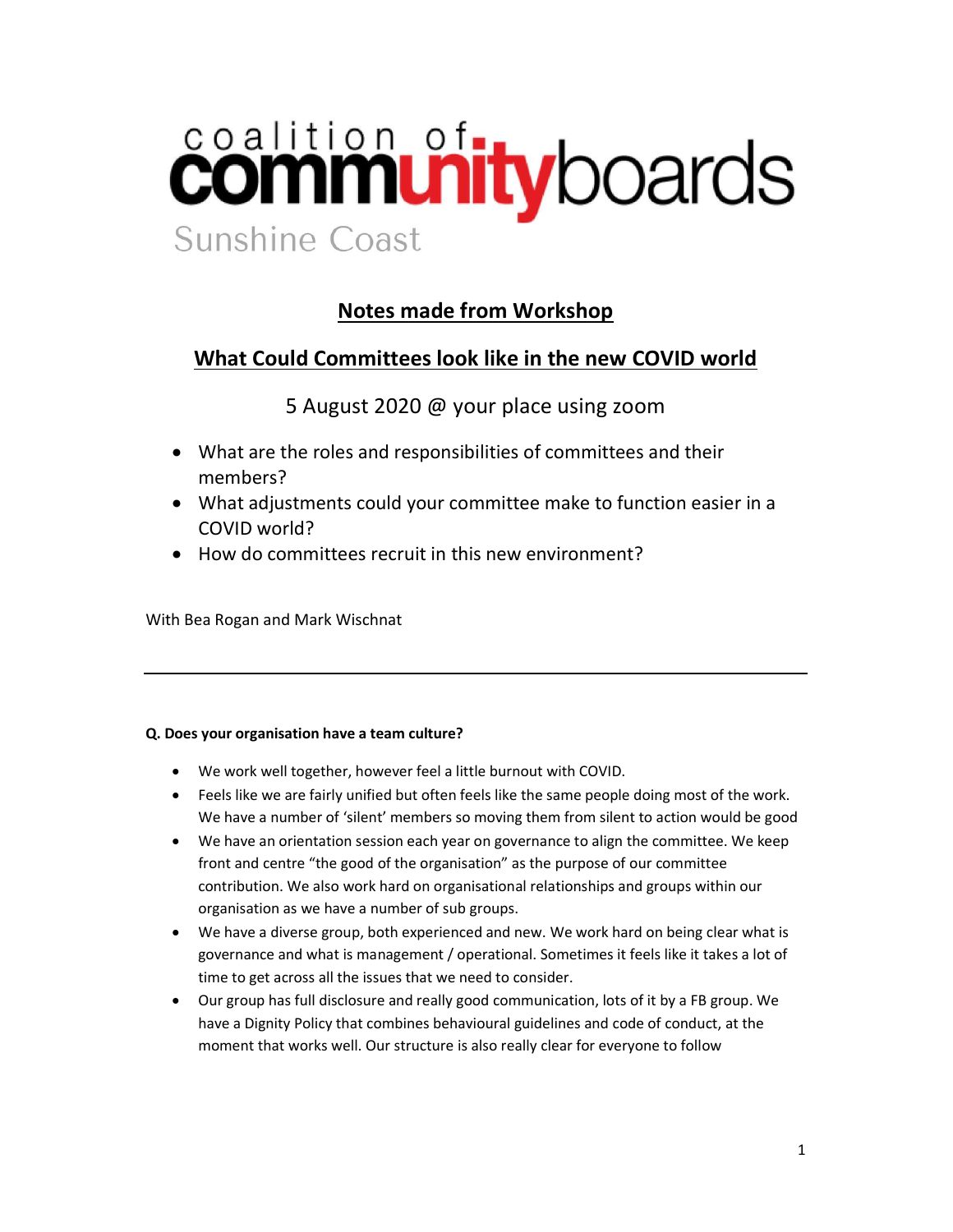coalition of communityboards

Sunshine Coast

## Notes made from Workshop

## What Could Committees look like in the new COVID world

5 August 2020 @ your place using zoom

- What are the roles and responsibilities of committees and their members?
- What adjustments could your committee make to function easier in a COVID world?
- How do committees recruit in this new environment?

With Bea Rogan and Mark Wischnat

---

**Q. Does your organisation have a team culture?**

- We work well together, however feel a little burnout with COVID.
- Feels like we are fairly unified but often feels like the same people doing most of the work. We have a number of 'silent' members so moving them from silent to action would be good
- We have an orientation session each year on governance to align the committee. We keep front and centre "the good of the organisation" as the purpose of our committee contribution. We also work hard on organisational relationships and groups within our organisation as we have a number of sub groups.
- We have a diverse group, both experienced and new. We work hard on being clear what is governance and what is management / operational. Sometimes it feels like it takes a lot of time to get across all the issues that we need to consider.
- Our group has full disclosure and really good communication, lots of it by a FB group. We have a Dignity Policy that combines behavioural guidelines and code of conduct, at the moment that works well. Our structure is also really clear for everyone to follow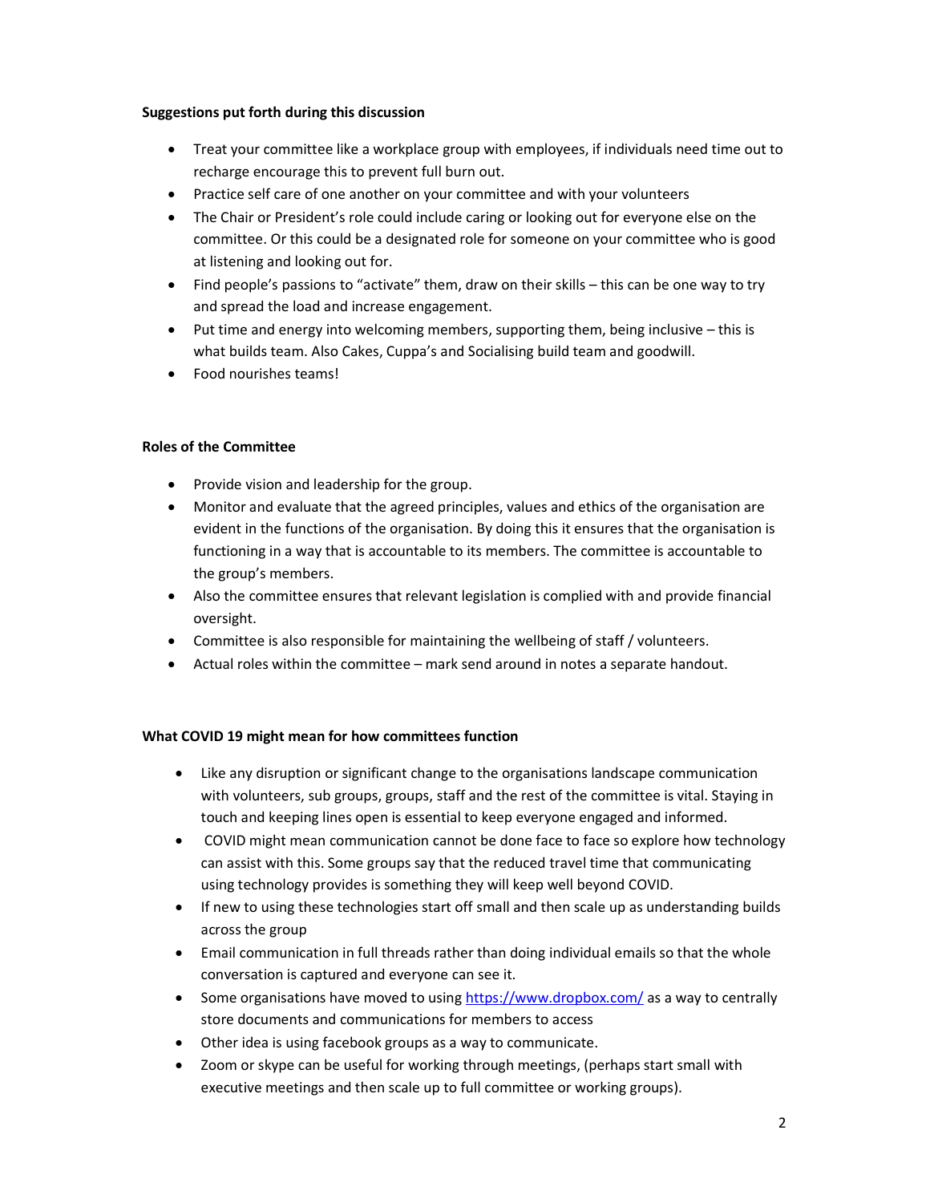**Suggestions put forth during this discussion**

- Treat your committee like a workplace group with employees, if individuals need time out to recharge encourage this to prevent full burn out.
- Practice self care of one another on your committee and with your volunteers
- The Chair or President's role could include caring or looking out for everyone else on the committee. Or this could be a designated role for someone on your committee who is good at listening and looking out for.
- Find people's passions to "activate" them, draw on their skills – this can be one way to try and spread the load and increase engagement.
- Put time and energy into welcoming members, supporting them, being inclusive – this is what builds team. Also Cakes, Cuppa's and Socialising build team and goodwill.
- Food nourishes teams!

**Roles of the Committee**

- Provide vision and leadership for the group.
- Monitor and evaluate that the agreed principles, values and ethics of the organisation are evident in the functions of the organisation. By doing this it ensures that the organisation is functioning in a way that is accountable to its members. The committee is accountable to the group's members.
- Also the committee ensures that relevant legislation is complied with and provide financial oversight.
- Committee is also responsible for maintaining the wellbeing of staff / volunteers.
- Actual roles within the committee – mark send around in notes a separate handout.

**What COVID 19 might mean for how committees function**

- Like any disruption or significant change to the organisations landscape communication with volunteers, sub groups, groups, staff and the rest of the committee is vital. Staying in touch and keeping lines open is essential to keep everyone engaged and informed.
- COVID might mean communication cannot be done face to face so explore how technology can assist with this. Some groups say that the reduced travel time that communicating using technology provides is something they will keep well beyond COVID.
- If new to using these technologies start off small and then scale up as understanding builds across the group
- Email communication in full threads rather than doing individual emails so that the whole conversation is captured and everyone can see it.
- Some organisations have moved to using https://www.dropbox.com/ as a way to centrally store documents and communications for members to access
- Other idea is using facebook groups as a way to communicate.
- Zoom or skype can be useful for working through meetings, (perhaps start small with executive meetings and then scale up to full committee or working groups).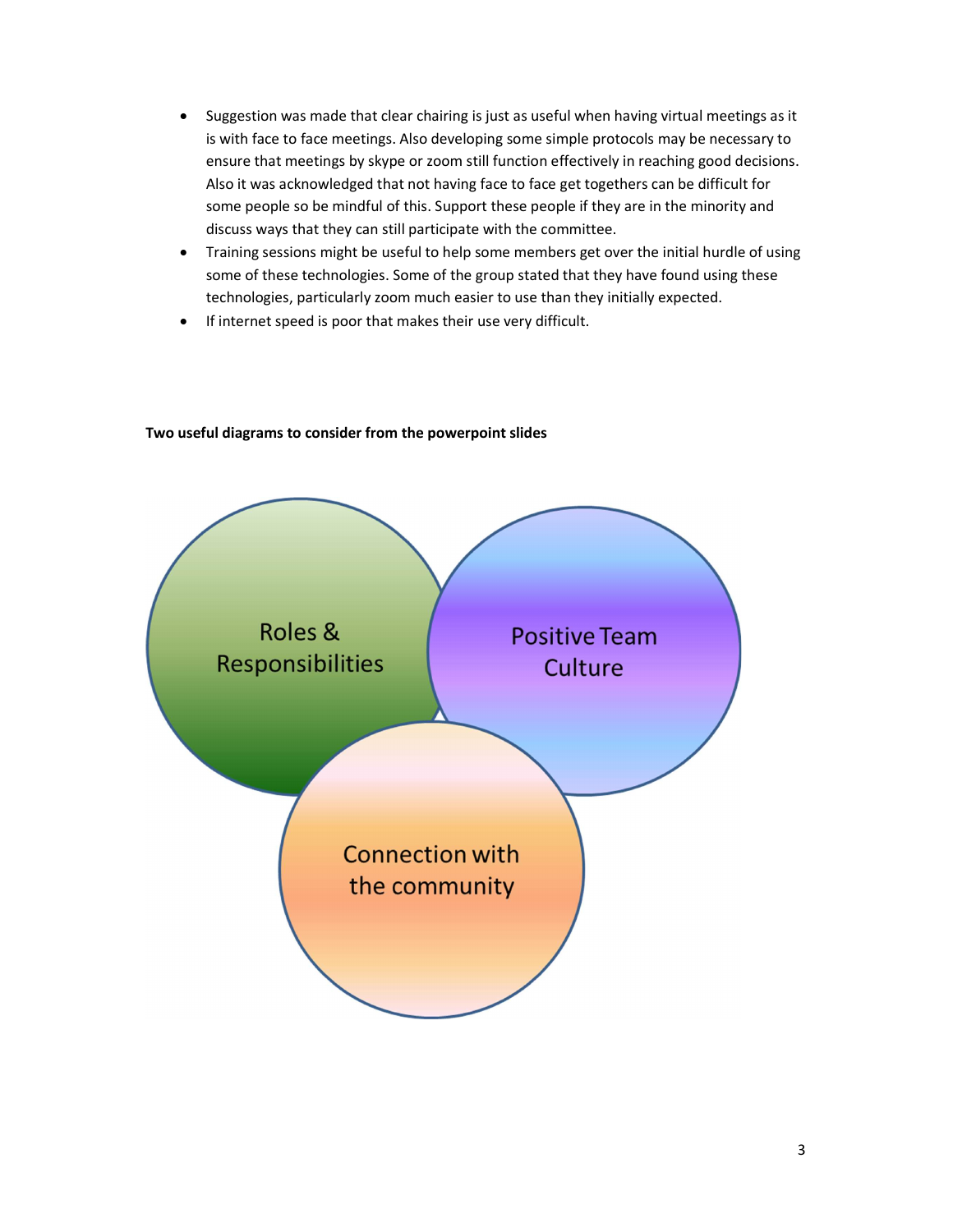- Suggestion was made that clear chairing is just as useful when having virtual meetings as it is with face to face meetings. Also developing some simple protocols may be necessary to ensure that meetings by skype or zoom still function effectively in reaching good decisions. Also it was acknowledged that not having face to face get togethers can be difficult for some people so be mindful of this. Support these people if they are in the minority and discuss ways that they can still participate with the committee.
- Training sessions might be useful to help some members get over the initial hurdle of using some of these technologies. Some of the group stated that they have found using these technologies, particularly zoom much easier to use than they initially expected.
- If internet speed is poor that makes their use very difficult.

**Two useful diagrams to consider from the powerpoint slides**

Roles & Responsibilities

Positive Team Culture

Connection with the community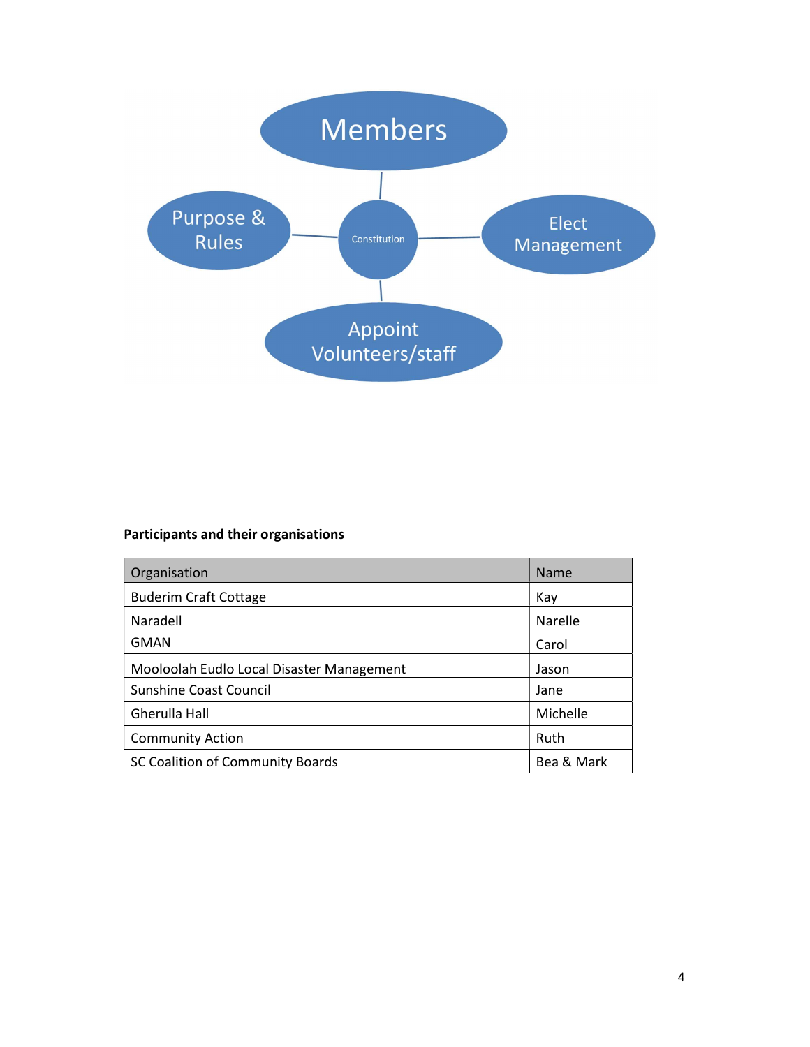Members

Purpose & Rules

Constitution

Elect Management

Appoint Volunteers/staff

**Participants and their organisations**

| Organisation | Name |
|---|---|
| Buderim Craft Cottage | Kay |
| Naradell | Narelle |
| GMAN | Carol |
| Mooloolah Eudlo Local Disaster Management | Jason |
| Sunshine Coast Council | Jane |
| Gherulla Hall | Michelle |
| Community Action | Ruth |
| SC Coalition of Community Boards | Bea & Mark |